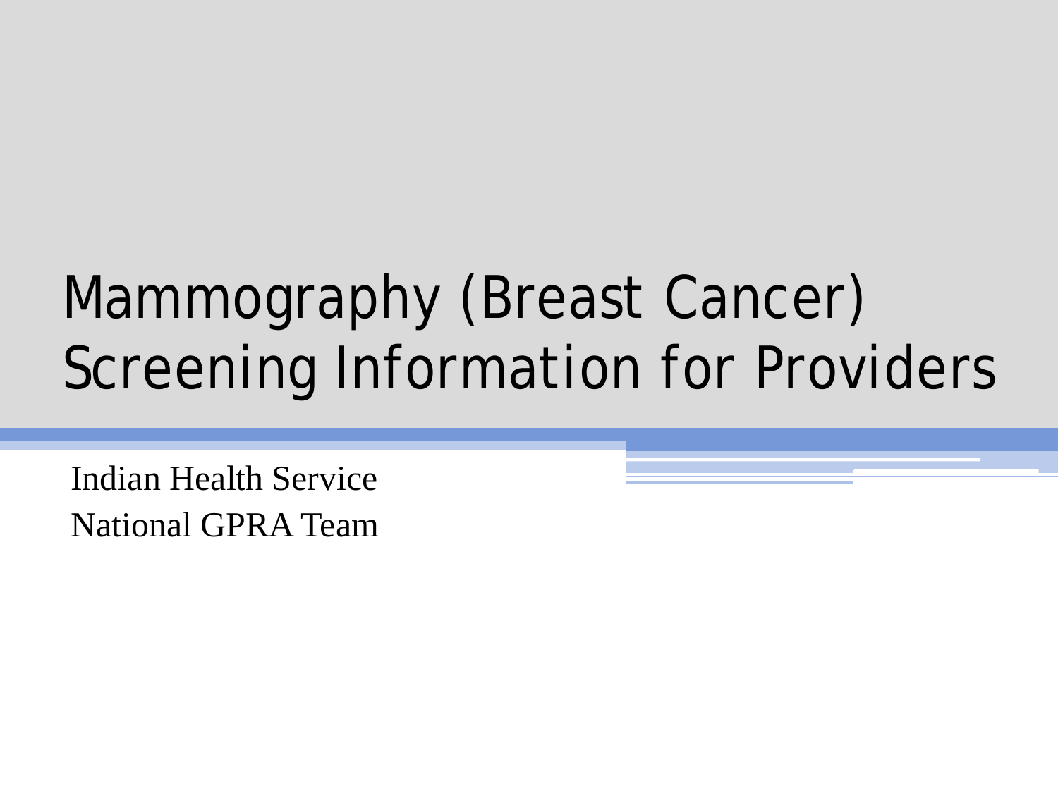# Mammography (Breast Cancer) Screening Information for Providers

Indian Health Service

National GPRA Team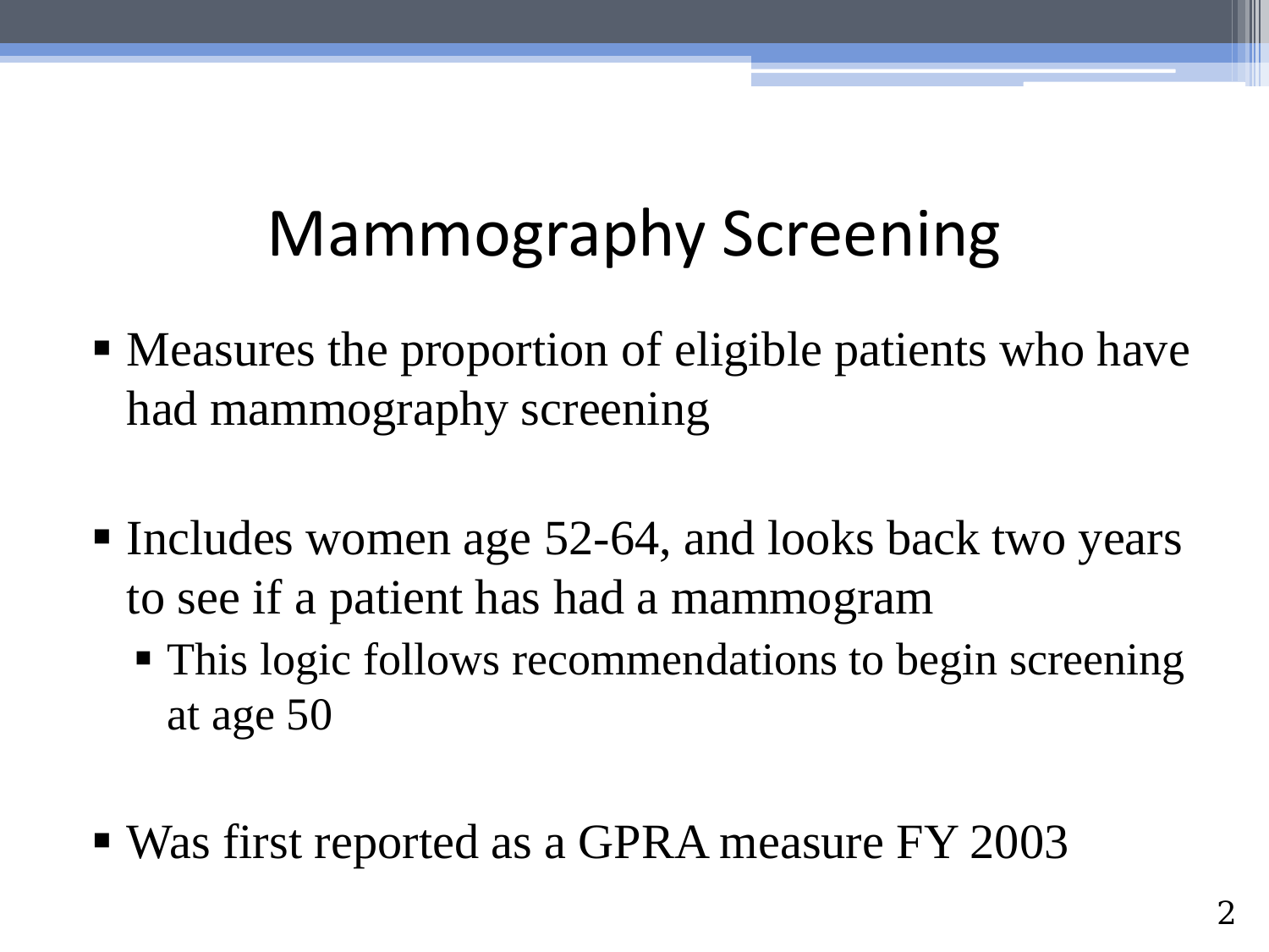# Mammography Screening

- Measures the proportion of eligible patients who have had mammography screening

- Includes women age 52-64, and looks back two years to see if a patient has had a mammogram
  - This logic follows recommendations to begin screening at age 50

- Was first reported as a GPRA measure FY 2003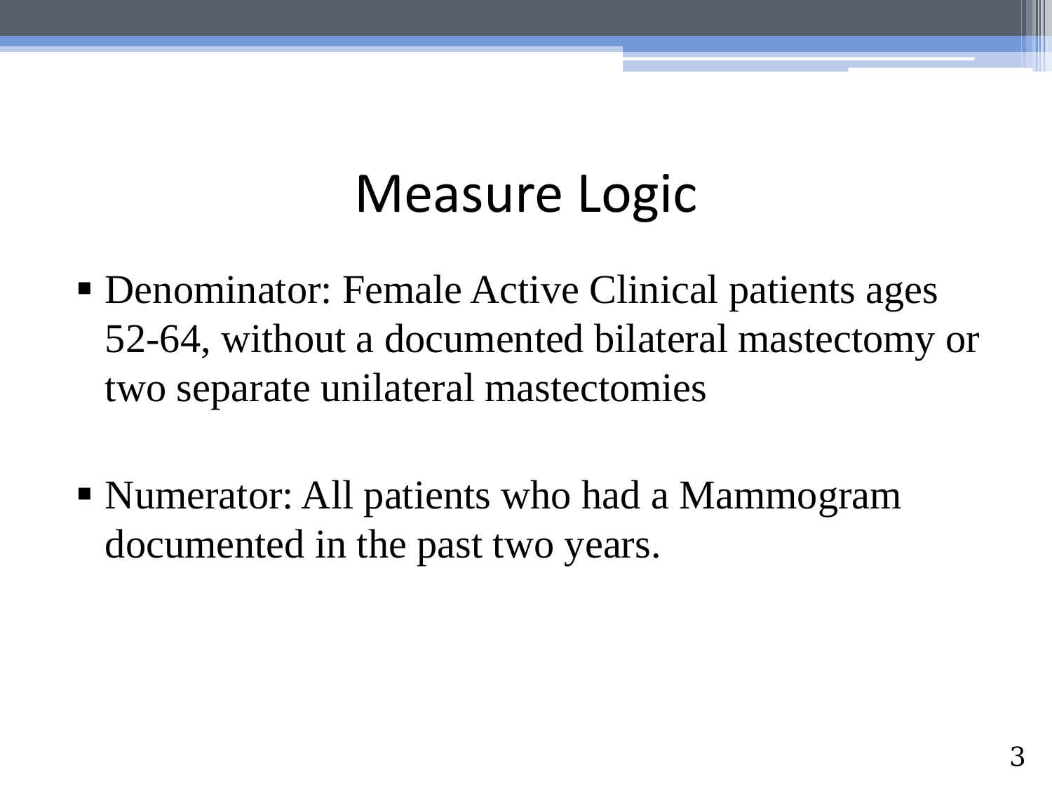# Measure Logic

- Denominator: Female Active Clinical patients ages 52-64, without a documented bilateral mastectomy or two separate unilateral mastectomies

- Numerator: All patients who had a Mammogram documented in the past two years.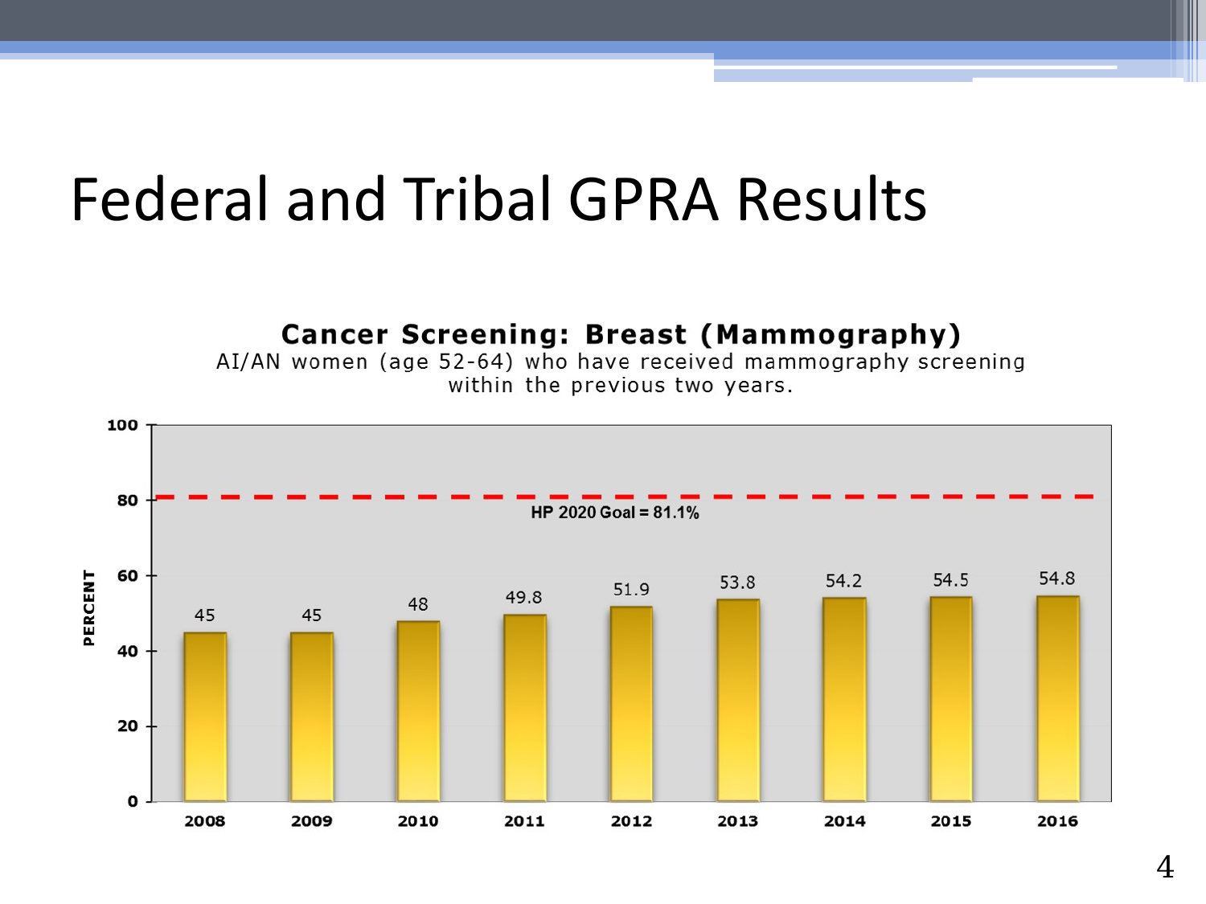# Federal and Tribal GPRA Results

**Cancer Screening: Breast (Mammography)**

AI/AN women (age 52-64) who have received mammography screening within the previous two years.

| Year | Percent |
|---|---|
| 2008 | 45 |
| 2009 | 45 |
| 2010 | 48 |
| 2011 | 49.8 |
| 2012 | 51.9 |
| 2013 | 53.8 |
| 2014 | 54.2 |
| 2015 | 54.5 |
| 2016 | 54.8 |

HP 2020 Goal = 81.1%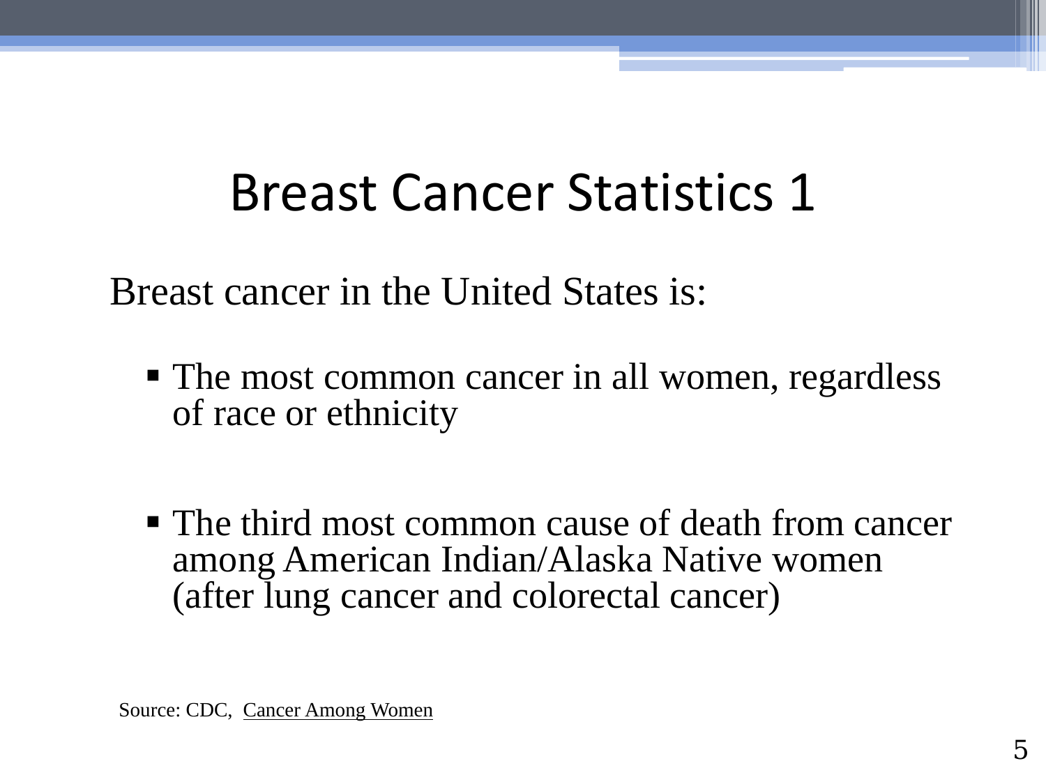# Breast Cancer Statistics 1

Breast cancer in the United States is:

- The most common cancer in all women, regardless of race or ethnicity
- The third most common cause of death from cancer among American Indian/Alaska Native women (after lung cancer and colorectal cancer)

Source: CDC, Cancer Among Women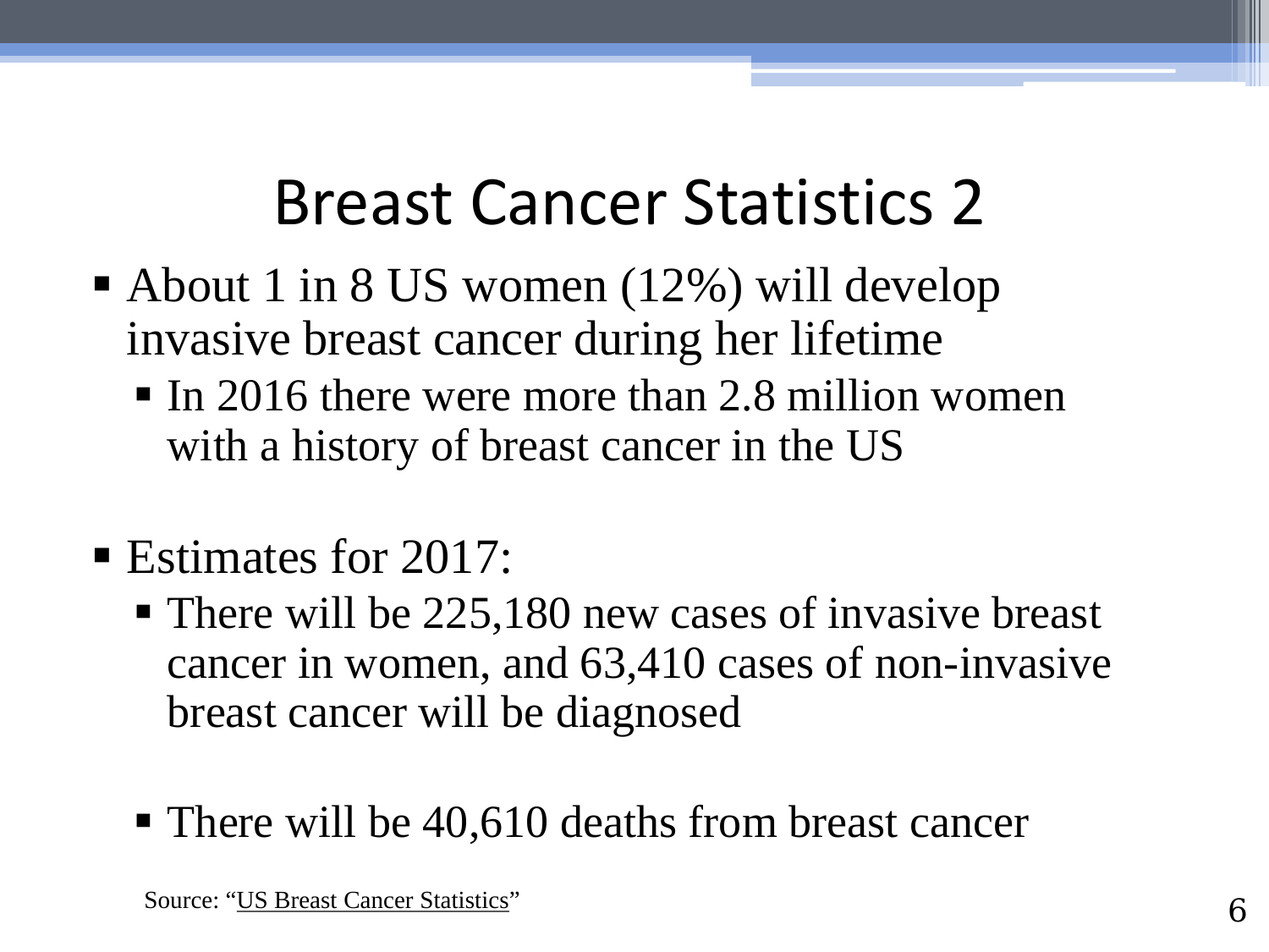# Breast Cancer Statistics 2

- About 1 in 8 US women (12%) will develop invasive breast cancer during her lifetime
  - In 2016 there were more than 2.8 million women with a history of breast cancer in the US

- Estimates for 2017:
  - There will be 225,180 new cases of invasive breast cancer in women, and 63,410 cases of non-invasive breast cancer will be diagnosed

  - There will be 40,610 deaths from breast cancer

Source: "US Breast Cancer Statistics"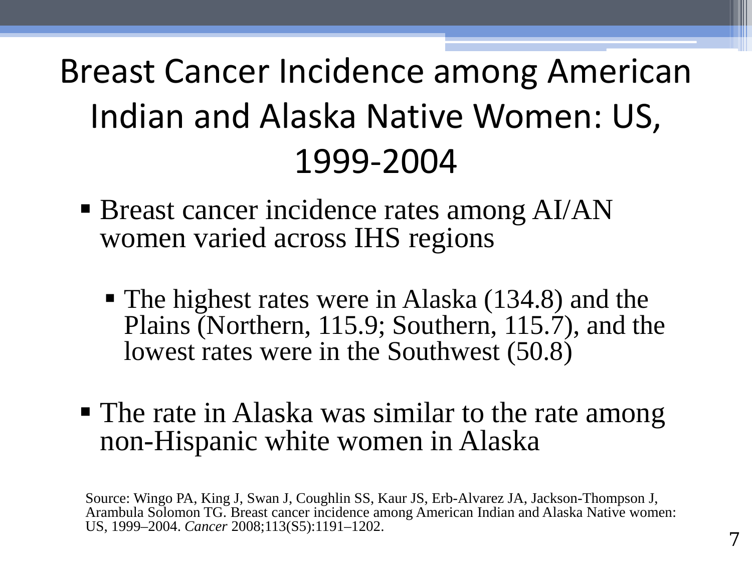# Breast Cancer Incidence among American Indian and Alaska Native Women: US, 1999-2004

- Breast cancer incidence rates among AI/AN women varied across IHS regions
  - The highest rates were in Alaska (134.8) and the Plains (Northern, 115.9; Southern, 115.7), and the lowest rates were in the Southwest (50.8)
- The rate in Alaska was similar to the rate among non-Hispanic white women in Alaska

Source: Wingo PA, King J, Swan J, Coughlin SS, Kaur JS, Erb-Alvarez JA, Jackson-Thompson J, Arambula Solomon TG. Breast cancer incidence among American Indian and Alaska Native women: US, 1999–2004. *Cancer* 2008;113(S5):1191–1202.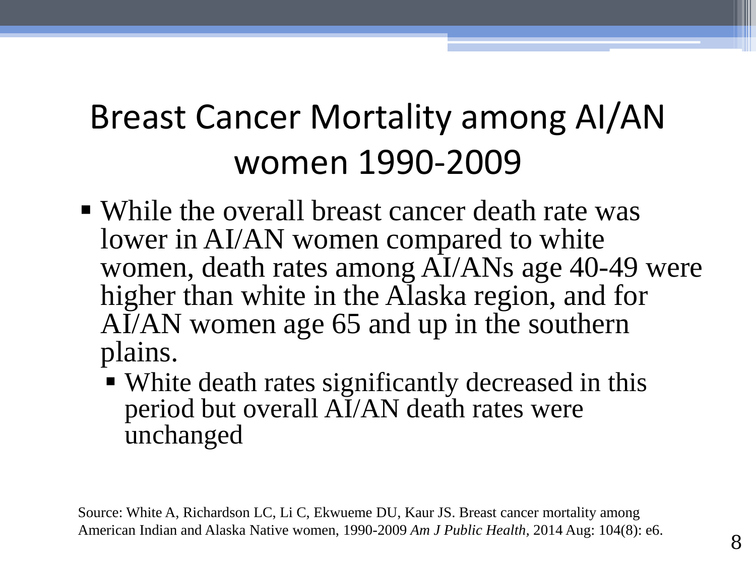# Breast Cancer Mortality among AI/AN women 1990-2009

- While the overall breast cancer death rate was lower in AI/AN women compared to white women, death rates among AI/ANs age 40-49 were higher than white in the Alaska region, and for AI/AN women age 65 and up in the southern plains.
  - White death rates significantly decreased in this period but overall AI/AN death rates were unchanged

Source: White A, Richardson LC, Li C, Ekwueme DU, Kaur JS. Breast cancer mortality among American Indian and Alaska Native women, 1990-2009 *Am J Public Health*, 2014 Aug: 104(8): e6.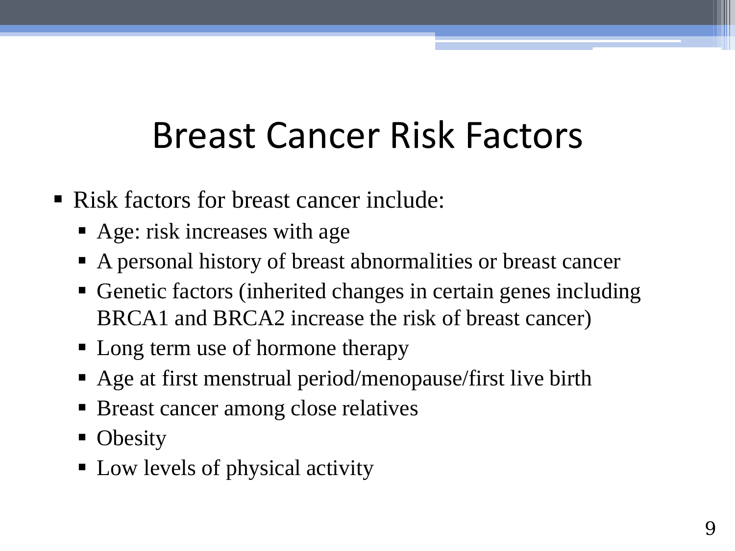# Breast Cancer Risk Factors

- Risk factors for breast cancer include:
  - Age: risk increases with age
  - A personal history of breast abnormalities or breast cancer
  - Genetic factors (inherited changes in certain genes including BRCA1 and BRCA2 increase the risk of breast cancer)
  - Long term use of hormone therapy
  - Age at first menstrual period/menopause/first live birth
  - Breast cancer among close relatives
  - Obesity
  - Low levels of physical activity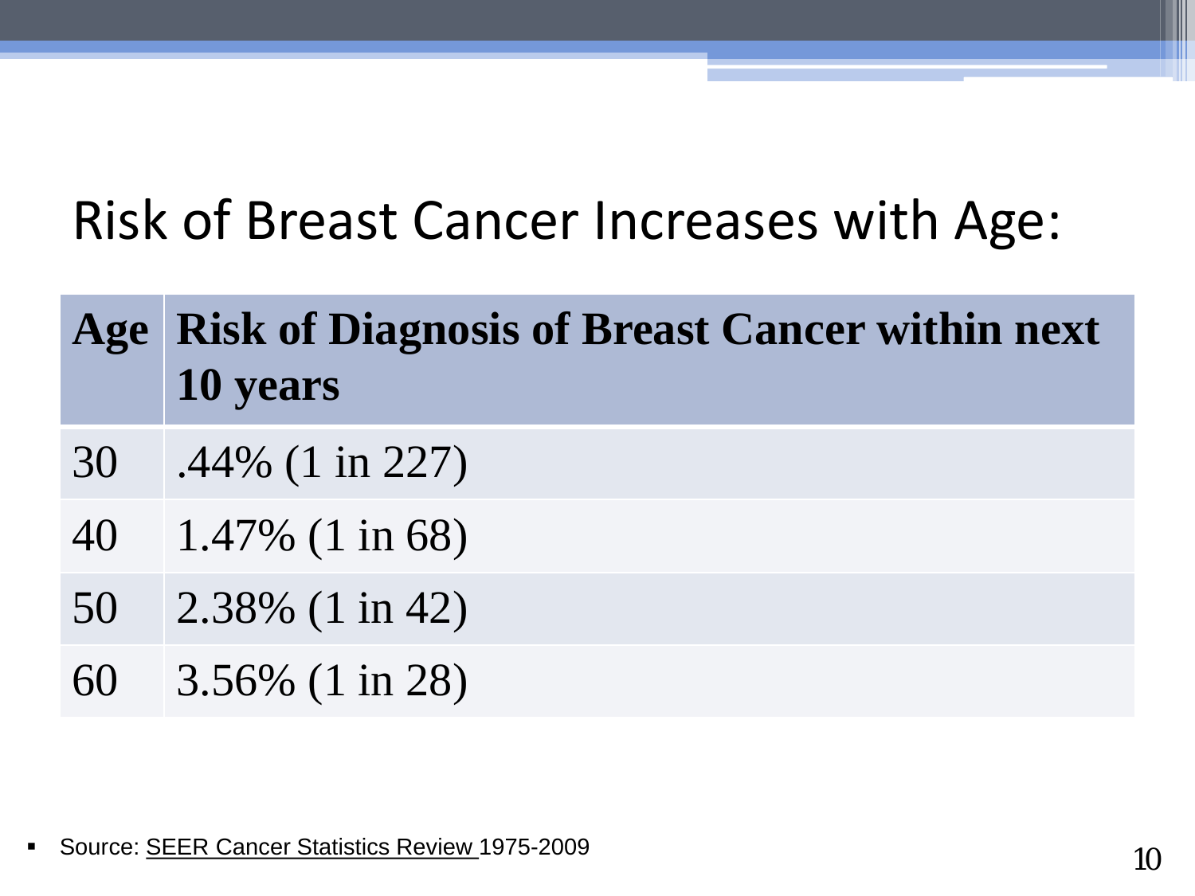# Risk of Breast Cancer Increases with Age:

| Age | Risk of Diagnosis of Breast Cancer within next 10 years |
|---|---|
| 30 | .44% (1 in 227) |
| 40 | 1.47% (1 in 68) |
| 50 | 2.38% (1 in 42) |
| 60 | 3.56% (1 in 28) |

- Source: SEER Cancer Statistics Review 1975-2009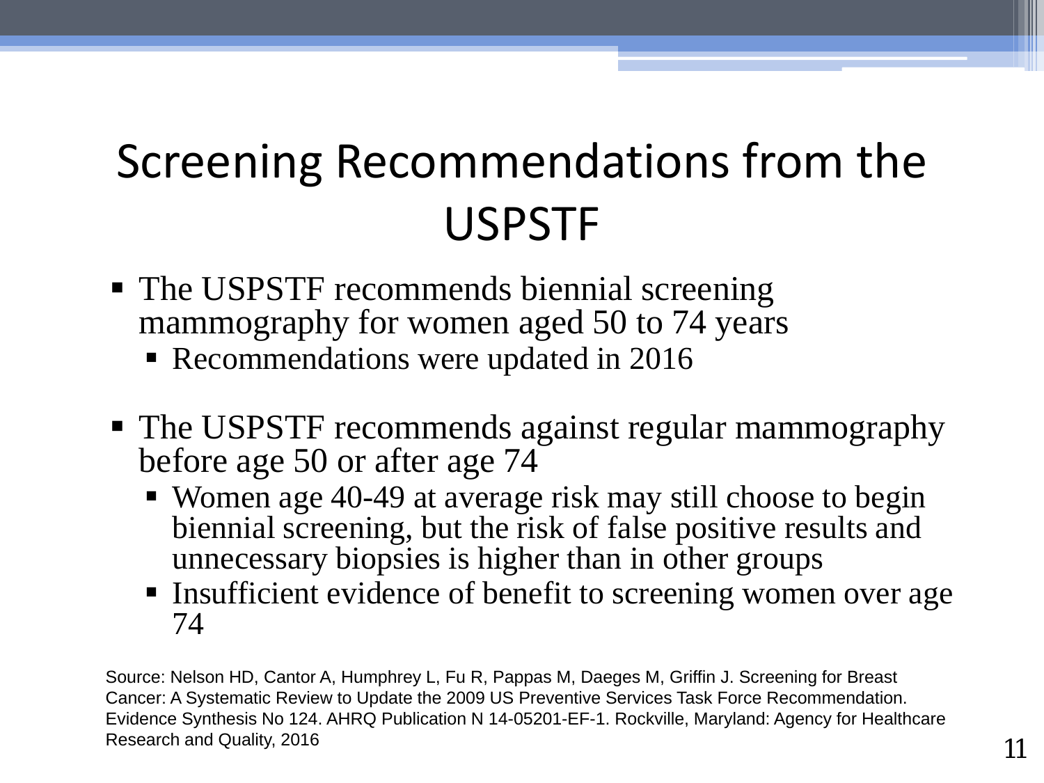# Screening Recommendations from the USPSTF

- The USPSTF recommends biennial screening mammography for women aged 50 to 74 years
  - Recommendations were updated in 2016

- The USPSTF recommends against regular mammography before age 50 or after age 74
  - Women age 40-49 at average risk may still choose to begin biennial screening, but the risk of false positive results and unnecessary biopsies is higher than in other groups
  - Insufficient evidence of benefit to screening women over age 74

Source: Nelson HD, Cantor A, Humphrey L, Fu R, Pappas M, Daeges M, Griffin J. Screening for Breast Cancer: A Systematic Review to Update the 2009 US Preventive Services Task Force Recommendation. Evidence Synthesis No 124. AHRQ Publication N 14-05201-EF-1. Rockville, Maryland: Agency for Healthcare Research and Quality, 2016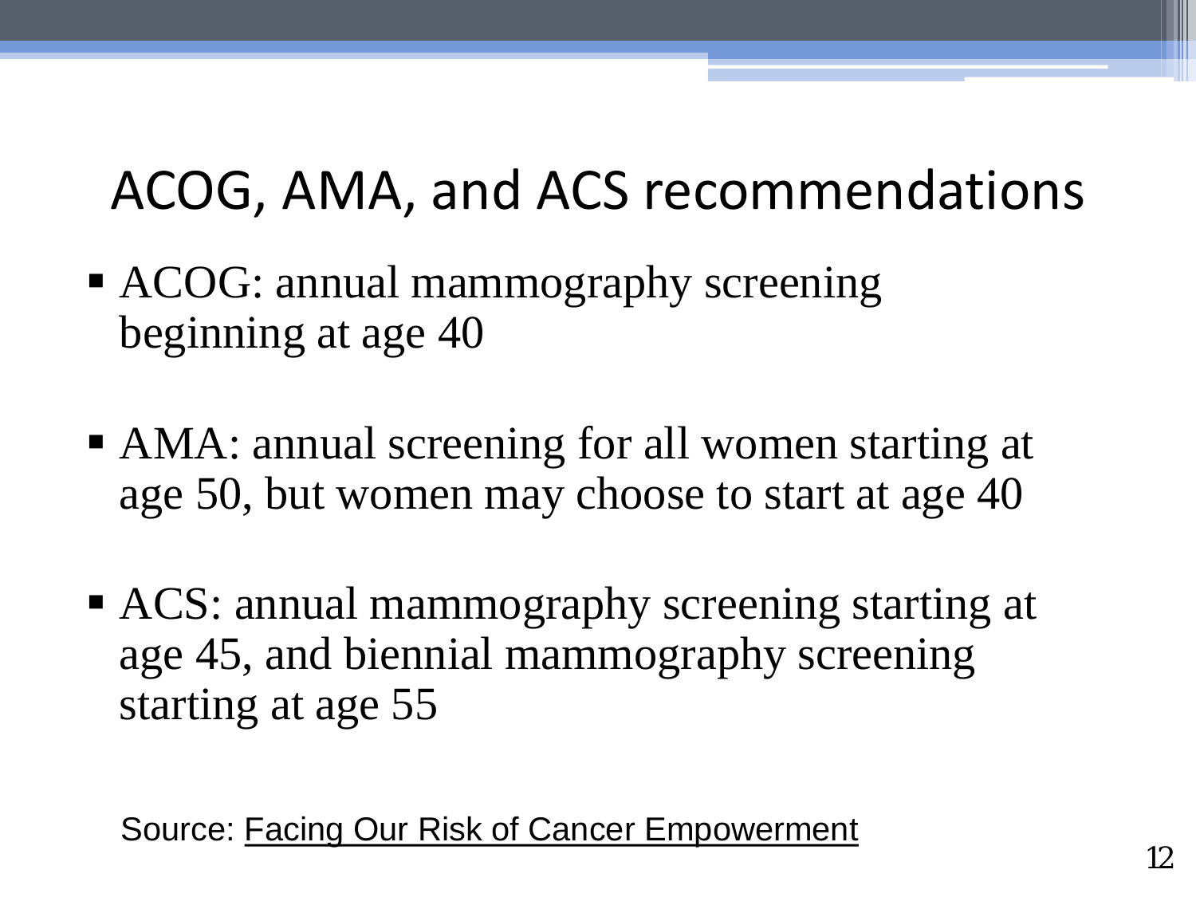# ACOG, AMA, and ACS recommendations

- ACOG: annual mammography screening beginning at age 40
- AMA: annual screening for all women starting at age 50, but women may choose to start at age 40
- ACS: annual mammography screening starting at age 45, and biennial mammography screening starting at age 55

Source: Facing Our Risk of Cancer Empowerment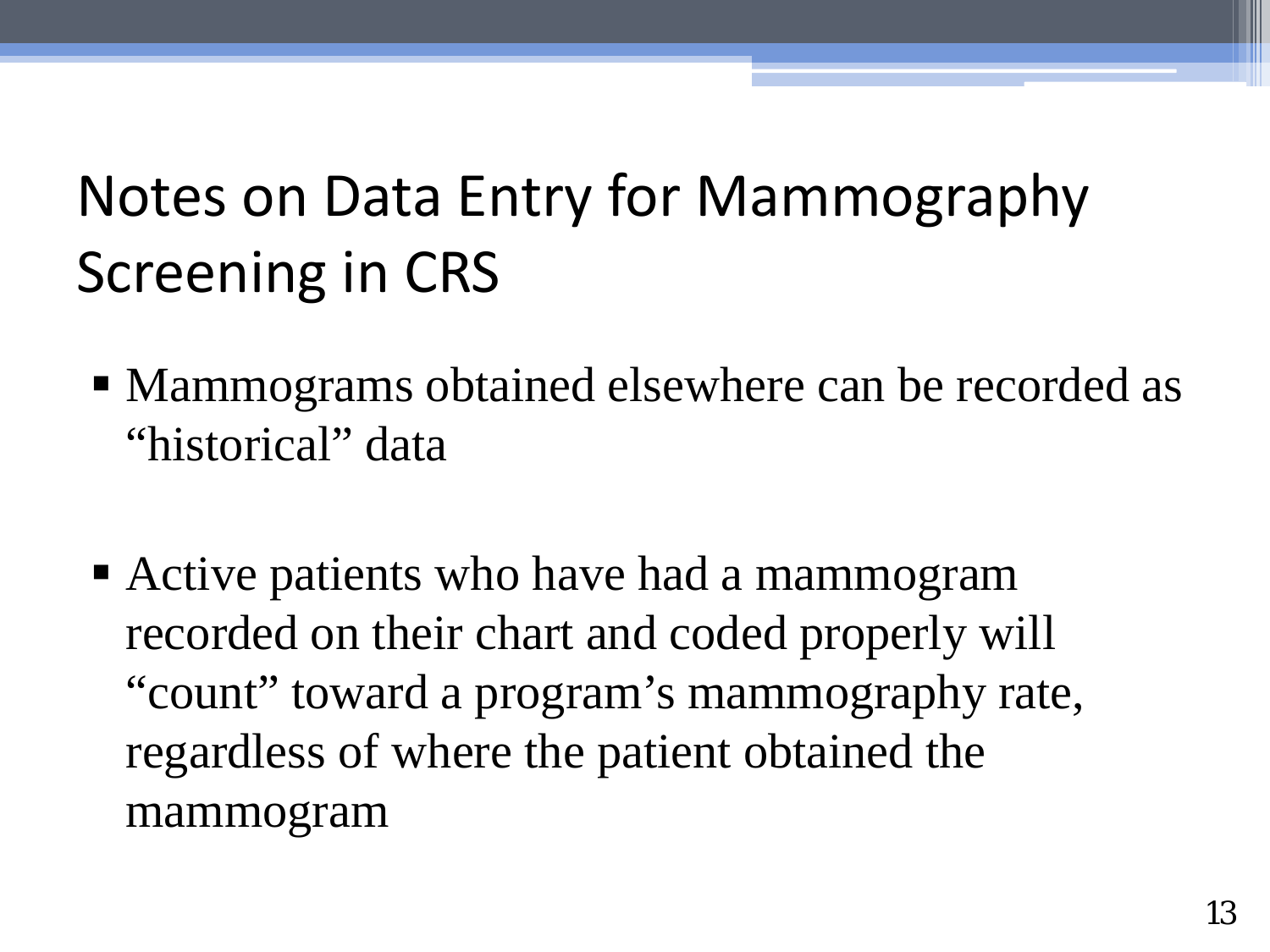# Notes on Data Entry for Mammography Screening in CRS

- Mammograms obtained elsewhere can be recorded as "historical" data

- Active patients who have had a mammogram recorded on their chart and coded properly will "count" toward a program's mammography rate, regardless of where the patient obtained the mammogram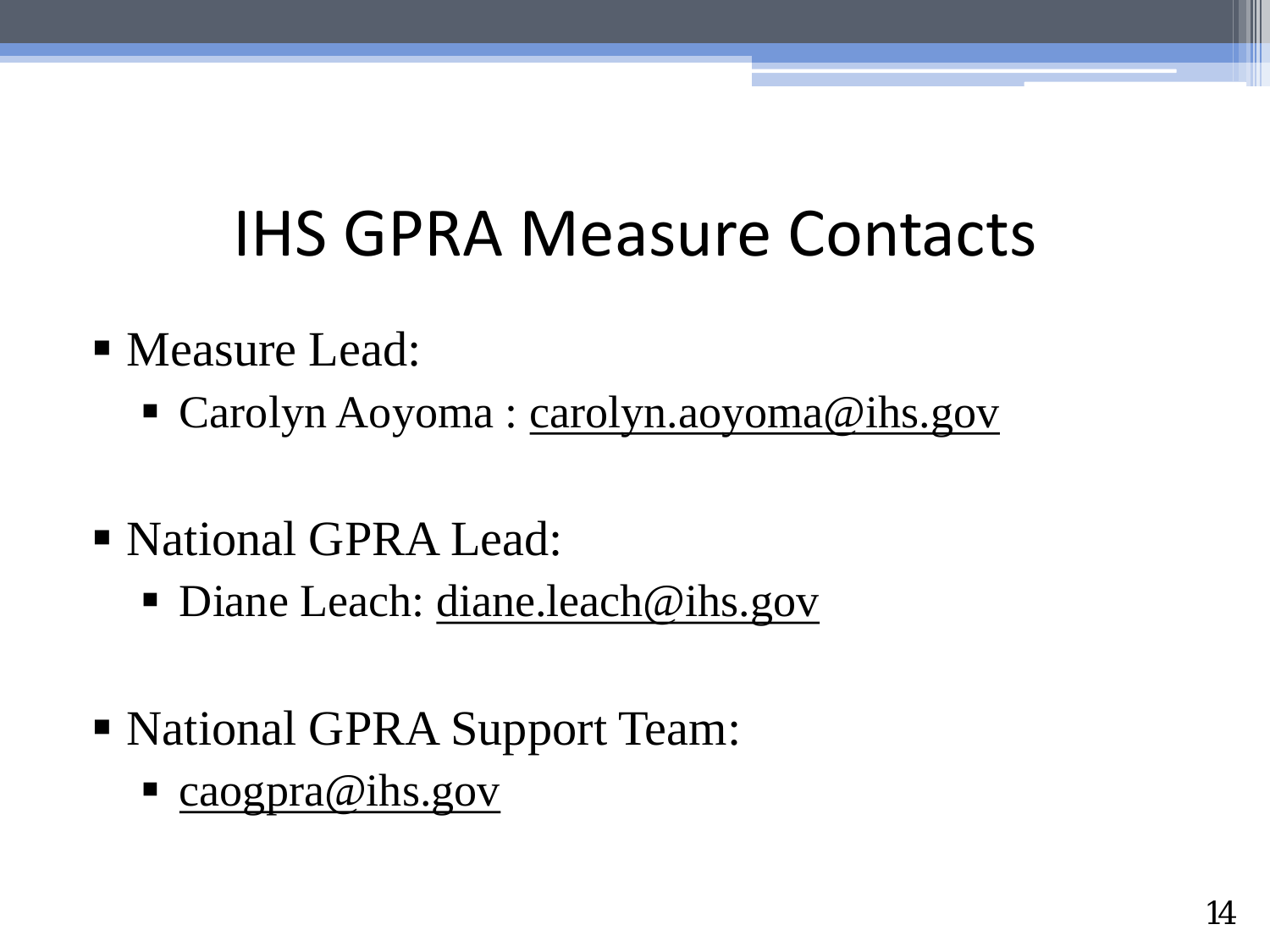# IHS GPRA Measure Contacts

- Measure Lead:
  - Carolyn Aoyoma : carolyn.aoyoma@ihs.gov

- National GPRA Lead:
  - Diane Leach: diane.leach@ihs.gov

- National GPRA Support Team:
  - caogpra@ihs.gov